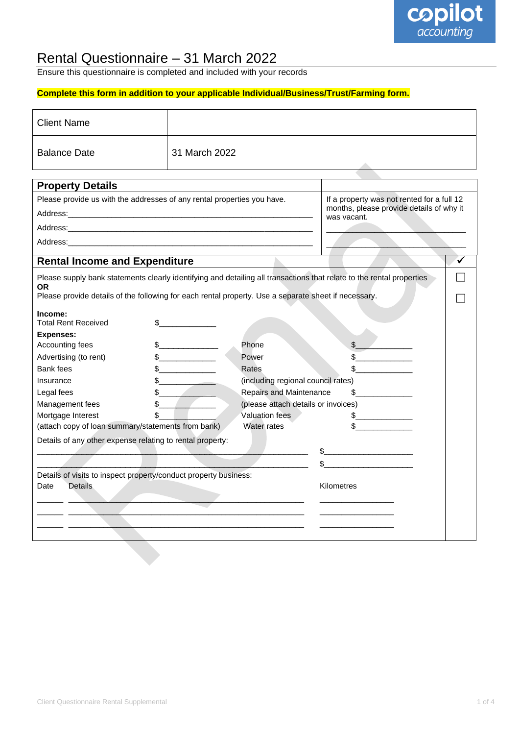# Rental Questionnaire – 31 March 2022

Ensure this questionnaire is completed and included with your records

**Complete this form in addition to your applicable Individual/Business/Trust/Farming form.**

| Client Name | |
|---|---|
| Balance Date | 31 March 2022 |

## Property Details

Please provide us with the addresses of any rental properties you have.

Address:____________________________________________________________

Address:____________________________________________________________

Address:____________________________________________________________

If a property was not rented for a full 12 months, please provide details of why it was vacant.

__________________________________

__________________________________

## Rental Income and Expenditure ✓

Please supply bank statements clearly identifying and detailing all transactions that relate to the rental properties ☐
**OR**
Please provide details of the following for each rental property. Use a separate sheet if necessary. ☐

**Income:**
Total Rent Received $_____________

**Expenses:**

| | | | |
|---|---|---|---|
| Accounting fees | $_____________ | Phone | $_____________ |
| Advertising (to rent) | $_____________ | Power | $_____________ |
| Bank fees | $_____________ | Rates | $_____________ |
| Insurance | $_____________ | (including regional council rates) | |
| Legal fees | $_____________ | Repairs and Maintenance | $_____________ |
| Management fees | $_____________ | (please attach details or invoices) | |
| Mortgage Interest | $_____________ | Valuation fees | $_____________ |
| (attach copy of loan summary/statements from bank) | | Water rates | $_____________ |

Details of any other expense relating to rental property:

____________________________________________________________ $___________________

____________________________________________________________ $___________________

Details of visits to inspect property/conduct property business:

| Date | Details | Kilometres |
|---|---|---|
| ______ | ______________________________________________ | ________________ |
| ______ | ______________________________________________ | ________________ |
| ______ | ______________________________________________ | ________________ |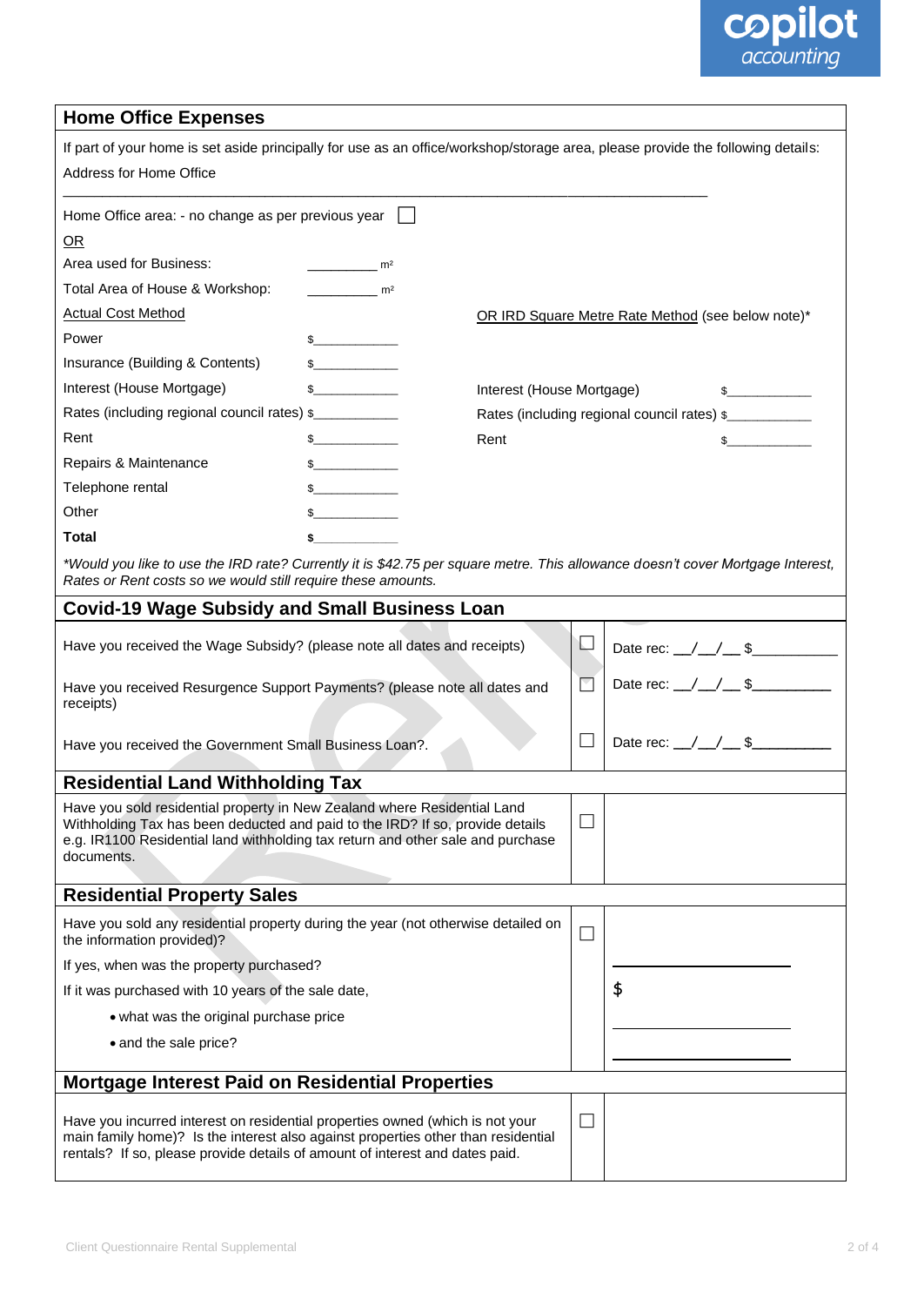## Home Office Expenses

If part of your home is set aside principally for use as an office/workshop/storage area, please provide the following details:

Address for Home Office

___________________________________________________________________________

Home Office area: - no change as per previous year ☐

OR

Area used for Business: __________ m²

Total Area of House & Workshop: __________ m²

| Actual Cost Method | | OR IRD Square Metre Rate Method (see below note)* | |
|---|---|---|---|
| Power | $___________ | | |
| Insurance (Building & Contents) | $___________ | | |
| Interest (House Mortgage) | $___________ | Interest (House Mortgage) | $___________ |
| Rates (including regional council rates) | $___________ | Rates (including regional council rates) | $___________ |
| Rent | $___________ | Rent | $___________ |
| Repairs & Maintenance | $___________ | | |
| Telephone rental | $___________ | | |
| Other | $___________ | | |
| **Total** | **$___________** | | |

*\*Would you like to use the IRD rate? Currently it is $42.75 per square metre. This allowance doesn't cover Mortgage Interest, Rates or Rent costs so we would still require these amounts.*

## Covid-19 Wage Subsidy and Small Business Loan

| | | |
|---|---|---|
| Have you received the Wage Subsidy? (please note all dates and receipts) | ☐ | Date rec: __/__/__ $___________ |
| Have you received Resurgence Support Payments? (please note all dates and receipts) | ☐ | Date rec: __/__/__ $___________ |
| Have you received the Government Small Business Loan?. | ☐ | Date rec: __/__/__ $___________ |

## Residential Land Withholding Tax

| | | |
|---|---|---|
| Have you sold residential property in New Zealand where Residential Land Withholding Tax has been deducted and paid to the IRD? If so, provide details e.g. IR1100 Residential land withholding tax return and other sale and purchase documents. | ☐ | |

## Residential Property Sales

| | | |
|---|---|---|
| Have you sold any residential property during the year (not otherwise detailed on the information provided)? | ☐ | |
| If yes, when was the property purchased? | | ____________________ |
| If it was purchased with 10 years of the sale date, | | $ |
| • what was the original purchase price | | ____________________ |
| • and the sale price? | | ____________________ |

## Mortgage Interest Paid on Residential Properties

| | | |
|---|---|---|
| Have you incurred interest on residential properties owned (which is not your main family home)? Is the interest also against properties other than residential rentals? If so, please provide details of amount of interest and dates paid. | ☐ | |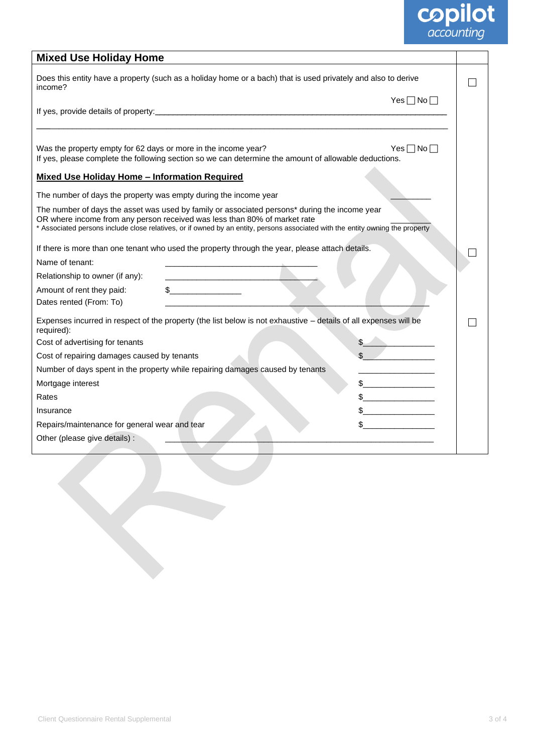## Mixed Use Holiday Home

Does this entity have a property (such as a holiday home or a bach) that is used privately and also to derive income? ☐

Yes ☐ No ☐

If yes, provide details of property:\_\_\_\_\_\_\_\_\_\_\_\_\_\_\_\_\_\_\_\_\_\_\_\_\_\_\_\_\_\_\_\_\_\_\_\_\_\_\_\_\_\_\_\_\_\_\_\_\_\_\_\_\_\_\_\_\_\_\_\_

\_\_\_\_\_\_\_\_\_\_\_\_\_\_\_\_\_\_\_\_\_\_\_\_\_\_\_\_\_\_\_\_\_\_\_\_\_\_\_\_\_\_\_\_\_\_\_\_\_\_\_\_\_\_\_\_\_\_\_\_\_\_\_\_\_\_\_\_\_\_\_\_\_\_\_\_\_\_

Was the property empty for 62 days or more in the income year? Yes ☐ No ☐

If yes, please complete the following section so we can determine the amount of allowable deductions.

**Mixed Use Holiday Home – Information Required**

The number of days the property was empty during the income year \_\_\_\_\_\_\_\_\_\_

The number of days the asset was used by family or associated persons* during the income year OR where income from any person received was less than 80% of market rate \_\_\_\_\_\_\_\_\_\_

* Associated persons include close relatives, or if owned by an entity, persons associated with the entity owning the property

If there is more than one tenant who used the property through the year, please attach details. ☐

Name of tenant: \_\_\_\_\_\_\_\_\_\_\_\_\_\_\_\_\_\_\_\_\_\_\_\_\_\_\_\_\_\_\_\_

Relationship to owner (if any): \_\_\_\_\_\_\_\_\_\_\_\_\_\_\_\_\_\_\_\_\_\_\_\_\_\_\_\_\_\_\_\_

Amount of rent they paid: $\_\_\_\_\_\_\_\_\_\_\_\_\_\_\_\_

Dates rented (From: To) \_\_\_\_\_\_\_\_\_\_\_\_\_\_\_\_\_\_\_\_\_\_\_\_\_\_\_\_\_\_\_\_\_\_\_\_\_\_\_\_\_\_\_\_\_\_\_\_\_\_\_\_

Expenses incurred in respect of the property (the list below is not exhaustive – details of all expenses will be required): ☐

Cost of advertising for tenants $\_\_\_\_\_\_\_\_\_\_\_\_\_\_\_\_

Cost of repairing damages caused by tenants $\_\_\_\_\_\_\_\_\_\_\_\_\_\_\_\_

Number of days spent in the property while repairing damages caused by tenants \_\_\_\_\_\_\_\_\_\_\_\_\_\_\_\_

Mortgage interest $\_\_\_\_\_\_\_\_\_\_\_\_\_\_\_\_

Rates $\_\_\_\_\_\_\_\_\_\_\_\_\_\_\_\_

Insurance $\_\_\_\_\_\_\_\_\_\_\_\_\_\_\_\_

Repairs/maintenance for general wear and tear $\_\_\_\_\_\_\_\_\_\_\_\_\_\_\_\_

Other (please give details) : \_\_\_\_\_\_\_\_\_\_\_\_\_\_\_\_\_\_\_\_\_\_\_\_\_\_\_\_\_\_\_\_\_\_\_\_\_\_\_\_\_\_\_\_\_\_\_\_\_\_\_\_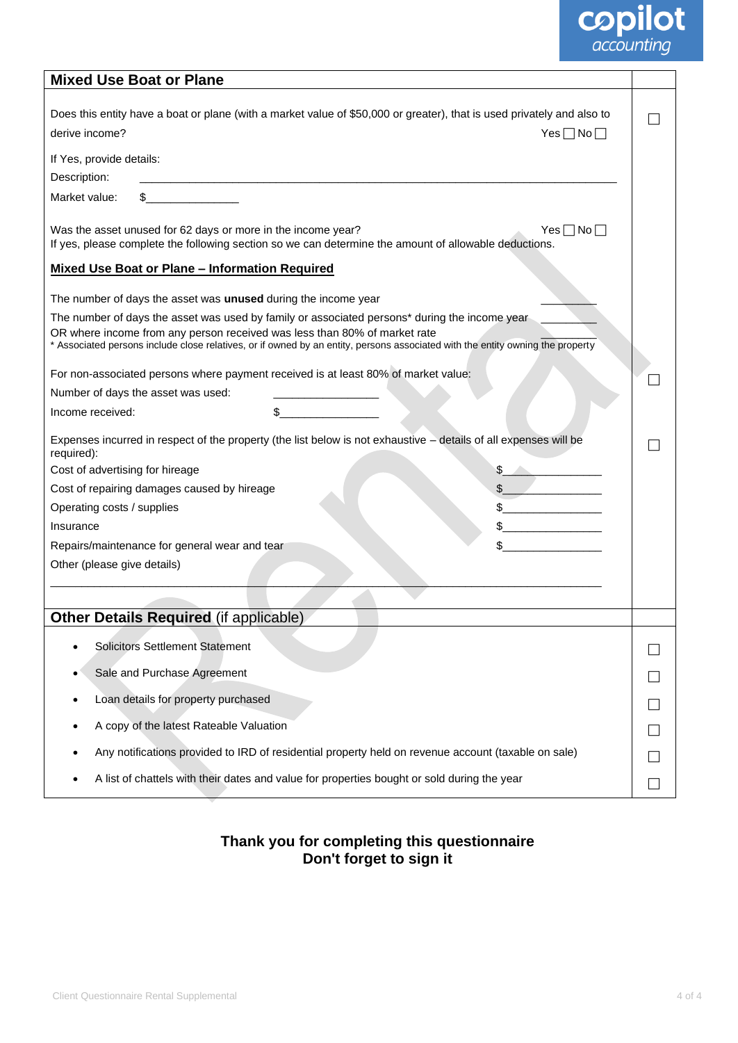## Mixed Use Boat or Plane

Does this entity have a boat or plane (with a market value of $50,000 or greater), that is used privately and also to derive income? Yes ☐ No ☐ ☐

If Yes, provide details:

Description: ______________________________________________________________________________

Market value: $_______________

Was the asset unused for 62 days or more in the income year? Yes ☐ No ☐

If yes, please complete the following section so we can determine the amount of allowable deductions.

**Mixed Use Boat or Plane – Information Required**

The number of days the asset was **unused** during the income year _________

The number of days the asset was used by family or associated persons* during the income year OR where income from any person received was less than 80% of market rate _________

\* Associated persons include close relatives, or if owned by an entity, persons associated with the entity owning the property

For non-associated persons where payment received is at least 80% of market value: ☐

Number of days the asset was used: ________________

Income received: $________________

Expenses incurred in respect of the property (the list below is not exhaustive – details of all expenses will be required): ☐

Cost of advertising for hireage $________________

Cost of repairing damages caused by hireage $________________

Operating costs / supplies $________________

Insurance $________________

Repairs/maintenance for general wear and tear $________________

Other (please give details)

______________________________________________________________________________

## Other Details Required (if applicable)

- Solicitors Settlement Statement ☐
- Sale and Purchase Agreement ☐
- Loan details for property purchased ☐
- A copy of the latest Rateable Valuation ☐
- Any notifications provided to IRD of residential property held on revenue account (taxable on sale) ☐
- A list of chattels with their dates and value for properties bought or sold during the year ☐

**Thank you for completing this questionnaire**
**Don't forget to sign it**